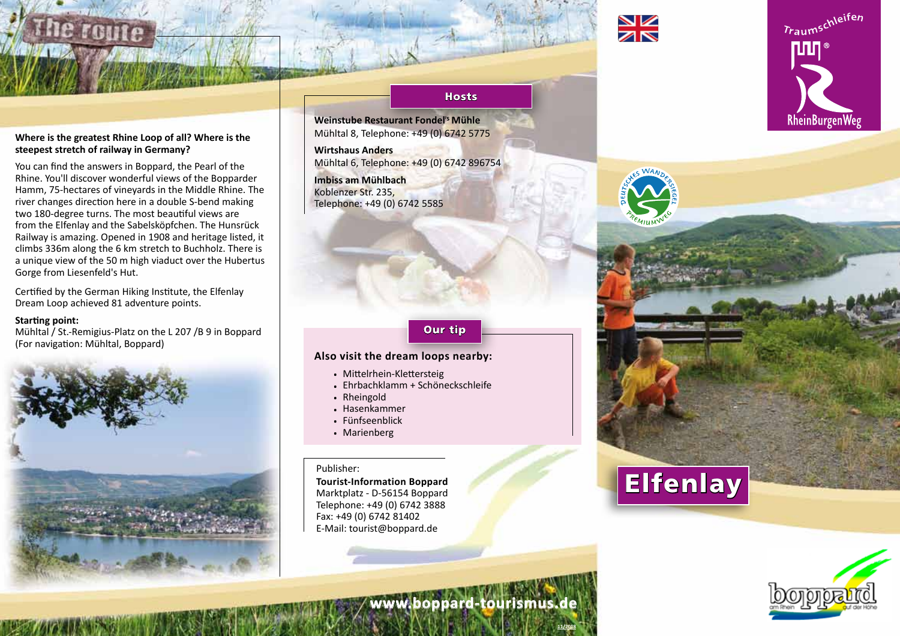# The route

**Where is the greatest Rhine Loop of all? Where is the steepest stretch of railway in Germany?**

You can find the answers in Boppard, the Pearl of the Rhine. You'll discover wonderful views of the Bopparder Hamm, 75-hectares of vineyards in the Middle Rhine. The river changes direction here in a double S-bend making two 180-degree turns. The most beautiful views are from the Elfenlay and the Sabelsköpfchen. The Hunsrück Railway is amazing. Opened in 1908 and heritage listed, it climbs 336m along the 6 km stretch to Buchholz. There is a unique view of the 50 m high viaduct over the Hubertus Gorge from Liesenfeld's Hut.

Certified by the German Hiking Institute, the Elfenlay Dream Loop achieved 81 adventure points.

**Starting point:**
Mühltal / St.-Remigius-Platz on the L 207 /B 9 in Boppard
(For navigation: Mühltal, Boppard)

## Hosts

**Weinstube Restaurant Fondel's Mühle**
Mühltal 8, Telephone: +49 (0) 6742 5775

**Wirtshaus Anders**
Mühltal 6, Telephone: +49 (0) 6742 896754

**Imbiss am Mühlbach**
Koblenzer Str. 235,
Telephone: +49 (0) 6742 5585

## Our tip

### Also visit the dream loops nearby:

- Mittelrhein-Klettersteig
- Ehrbachklamm + Schöneckschleife
- Rheingold
- Hasenkammer
- Fünfseenblick
- Marienberg

Publisher:
**Tourist-Information Boppard**
Marktplatz - D-56154 Boppard
Telephone: +49 (0) 6742 3888
Fax: +49 (0) 6742 81402
E-Mail: tourist@boppard.de

**www.boppard-tourismus.de**

11/2018

Traumschleifen
RheinBurgenWeg

Deutsches Wandersiegel Premiumweg

# Elfenlay

boppard am Rhein auf der Höhe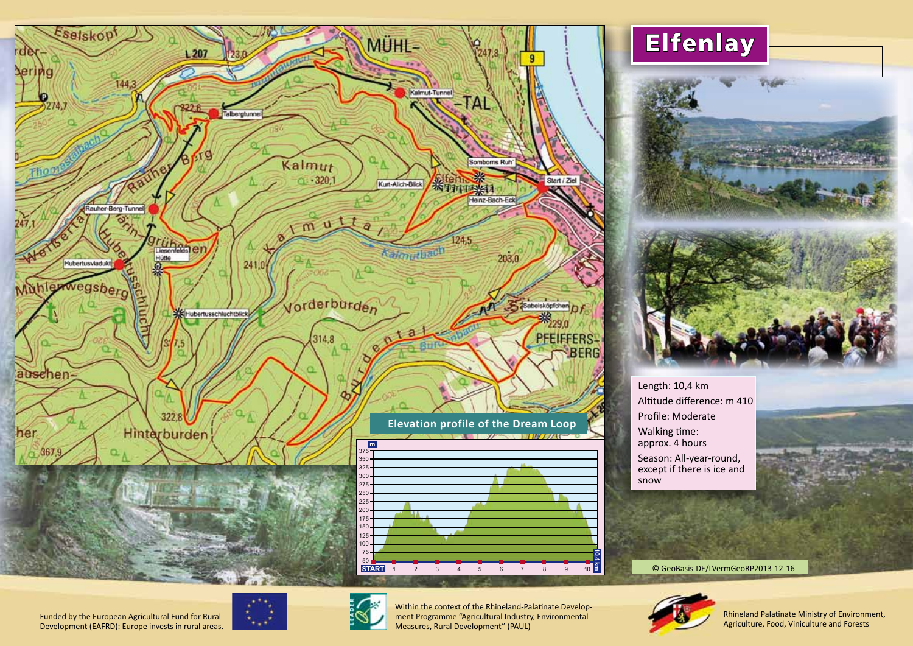# Elfenlay

## Elevation profile of the Dream Loop

m

375
350
325
300
275
250
225
200
175
150
125
100
75
50

START 1 2 3 4 5 6 7 8 9 10

10,4 km

Length: 10,4 km

Altitude difference: m 410

Profile: Moderate

Walking time: approx. 4 hours

Season: All-year-round, except if there is ice and snow

© GeoBasis-DE/LVermGeoRP2013-12-16

Funded by the European Agricultural Fund for Rural Development (EAFRD): Europe invests in rural areas.

Within the context of the Rhineland-Palatinate Development Programme "Agricultural Industry, Environmental Measures, Rural Development" (PAUL)

Rhineland Palatinate Ministry of Environment, Agriculture, Food, Viniculture and Forests